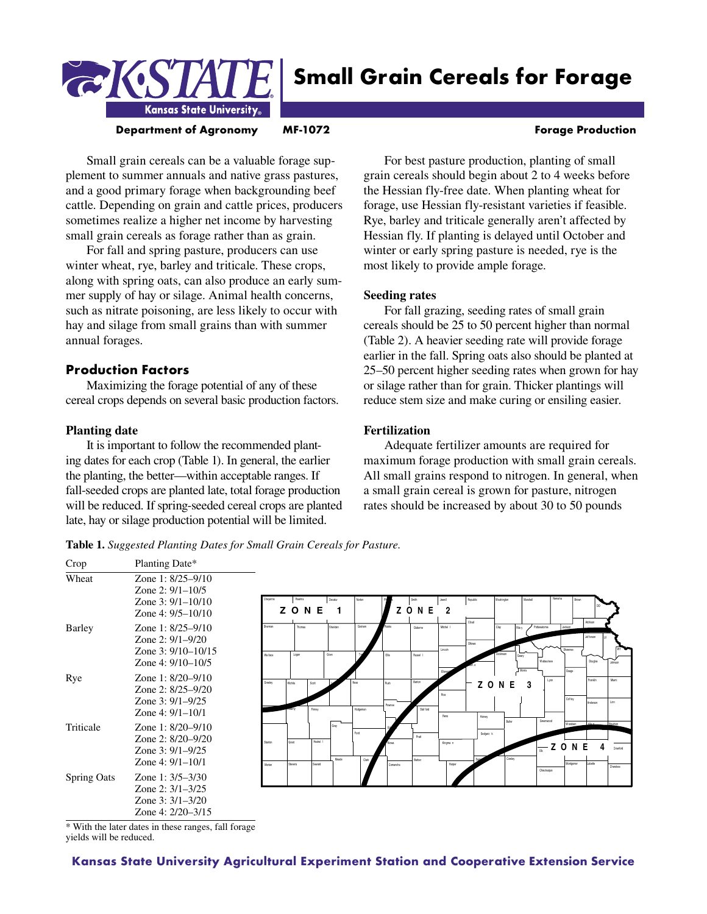# Small Grain Cereals for Forage

**Department of Agronomy** **MF-1072** **Forage Production**

Small grain cereals can be a valuable forage supplement to summer annuals and native grass pastures, and a good primary forage when backgrounding beef cattle. Depending on grain and cattle prices, producers sometimes realize a higher net income by harvesting small grain cereals as forage rather than as grain.

For fall and spring pasture, producers can use winter wheat, rye, barley and triticale. These crops, along with spring oats, can also produce an early summer supply of hay or silage. Animal health concerns, such as nitrate poisoning, are less likely to occur with hay and silage from small grains than with summer annual forages.

## Production Factors

Maximizing the forage potential of any of these cereal crops depends on several basic production factors.

### Planting date

It is important to follow the recommended planting dates for each crop (Table 1). In general, the earlier the planting, the better—within acceptable ranges. If fall-seeded crops are planted late, total forage production will be reduced. If spring-seeded cereal crops are planted late, hay or silage production potential will be limited.

For best pasture production, planting of small grain cereals should begin about 2 to 4 weeks before the Hessian fly-free date. When planting wheat for forage, use Hessian fly-resistant varieties if feasible. Rye, barley and triticale generally aren't affected by Hessian fly. If planting is delayed until October and winter or early spring pasture is needed, rye is the most likely to provide ample forage.

### Seeding rates

For fall grazing, seeding rates of small grain cereals should be 25 to 50 percent higher than normal (Table 2). A heavier seeding rate will provide forage earlier in the fall. Spring oats also should be planted at 25–50 percent higher seeding rates when grown for hay or silage rather than for grain. Thicker plantings will reduce stem size and make curing or ensiling easier.

### Fertilization

Adequate fertilizer amounts are required for maximum forage production with small grain cereals. All small grains respond to nitrogen. In general, when a small grain cereal is grown for pasture, nitrogen rates should be increased by about 30 to 50 pounds

**Table 1.** *Suggested Planting Dates for Small Grain Cereals for Pasture.*

| Crop | Planting Date* |
|---|---|
| Wheat | Zone 1: 8/25–9/10<br>Zone 2: 9/1–10/5<br>Zone 3: 9/1–10/10<br>Zone 4: 9/5–10/10 |
| Barley | Zone 1: 8/25–9/10<br>Zone 2: 9/1–9/20<br>Zone 3: 9/10–10/15<br>Zone 4: 9/10–10/5 |
| Rye | Zone 1: 8/20–9/10<br>Zone 2: 8/25–9/20<br>Zone 3: 9/1–9/25<br>Zone 4: 9/1–10/1 |
| Triticale | Zone 1: 8/20–9/10<br>Zone 2: 8/20–9/20<br>Zone 3: 9/1–9/25<br>Zone 4: 9/1–10/1 |
| Spring Oats | Zone 1: 3/5–3/30<br>Zone 2: 3/1–3/25<br>Zone 3: 3/1–3/20<br>Zone 4: 2/20–3/15 |

\* With the later dates in these ranges, fall forage yields will be reduced.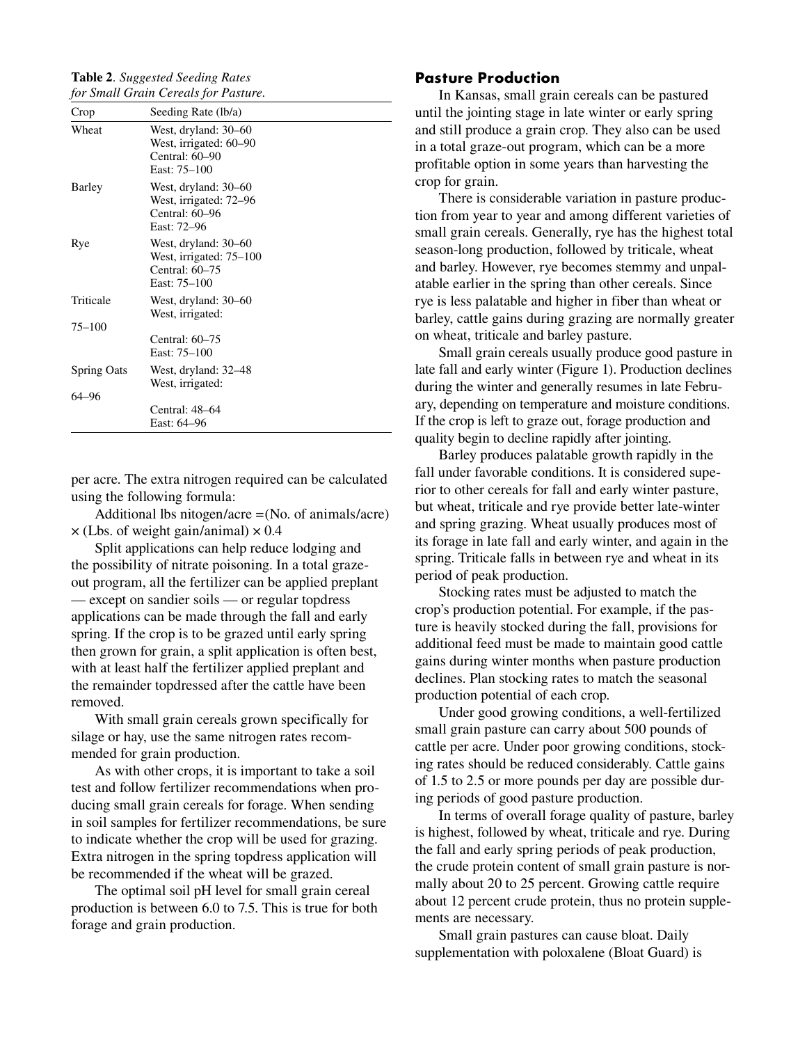**Table 2**. *Suggested Seeding Rates for Small Grain Cereals for Pasture*.

| Crop | Seeding Rate (lb/a) |
|---|---|
| Wheat | West, dryland: 30–60<br>West, irrigated: 60–90<br>Central: 60–90<br>East: 75–100 |
| Barley | West, dryland: 30–60<br>West, irrigated: 72–96<br>Central: 60–96<br>East: 72–96 |
| Rye | West, dryland: 30–60<br>West, irrigated: 75–100<br>Central: 60–75<br>East: 75–100 |
| Triticale | West, dryland: 30–60<br>West, irrigated: 75–100<br>Central: 60–75<br>East: 75–100 |
| Spring Oats | West, dryland: 32–48<br>West, irrigated: 64–96<br>Central: 48–64<br>East: 64–96 |

per acre. The extra nitrogen required can be calculated using the following formula:

Additional lbs nitogen/acre =(No. of animals/acre) × (Lbs. of weight gain/animal) × 0.4

Split applications can help reduce lodging and the possibility of nitrate poisoning. In a total graze-out program, all the fertilizer can be applied preplant — except on sandier soils — or regular topdress applications can be made through the fall and early spring. If the crop is to be grazed until early spring then grown for grain, a split application is often best, with at least half the fertilizer applied preplant and the remainder topdressed after the cattle have been removed.

With small grain cereals grown specifically for silage or hay, use the same nitrogen rates recommended for grain production.

As with other crops, it is important to take a soil test and follow fertilizer recommendations when producing small grain cereals for forage. When sending in soil samples for fertilizer recommendations, be sure to indicate whether the crop will be used for grazing. Extra nitrogen in the spring topdress application will be recommended if the wheat will be grazed.

The optimal soil pH level for small grain cereal production is between 6.0 to 7.5. This is true for both forage and grain production.

## Pasture Production

In Kansas, small grain cereals can be pastured until the jointing stage in late winter or early spring and still produce a grain crop. They also can be used in a total graze-out program, which can be a more profitable option in some years than harvesting the crop for grain.

There is considerable variation in pasture production from year to year and among different varieties of small grain cereals. Generally, rye has the highest total season-long production, followed by triticale, wheat and barley. However, rye becomes stemmy and unpalatable earlier in the spring than other cereals. Since rye is less palatable and higher in fiber than wheat or barley, cattle gains during grazing are normally greater on wheat, triticale and barley pasture.

Small grain cereals usually produce good pasture in late fall and early winter (Figure 1). Production declines during the winter and generally resumes in late February, depending on temperature and moisture conditions. If the crop is left to graze out, forage production and quality begin to decline rapidly after jointing.

Barley produces palatable growth rapidly in the fall under favorable conditions. It is considered superior to other cereals for fall and early winter pasture, but wheat, triticale and rye provide better late-winter and spring grazing. Wheat usually produces most of its forage in late fall and early winter, and again in the spring. Triticale falls in between rye and wheat in its period of peak production.

Stocking rates must be adjusted to match the crop's production potential. For example, if the pasture is heavily stocked during the fall, provisions for additional feed must be made to maintain good cattle gains during winter months when pasture production declines. Plan stocking rates to match the seasonal production potential of each crop.

Under good growing conditions, a well-fertilized small grain pasture can carry about 500 pounds of cattle per acre. Under poor growing conditions, stocking rates should be reduced considerably. Cattle gains of 1.5 to 2.5 or more pounds per day are possible during periods of good pasture production.

In terms of overall forage quality of pasture, barley is highest, followed by wheat, triticale and rye. During the fall and early spring periods of peak production, the crude protein content of small grain pasture is normally about 20 to 25 percent. Growing cattle require about 12 percent crude protein, thus no protein supplements are necessary.

Small grain pastures can cause bloat. Daily supplementation with poloxalene (Bloat Guard) is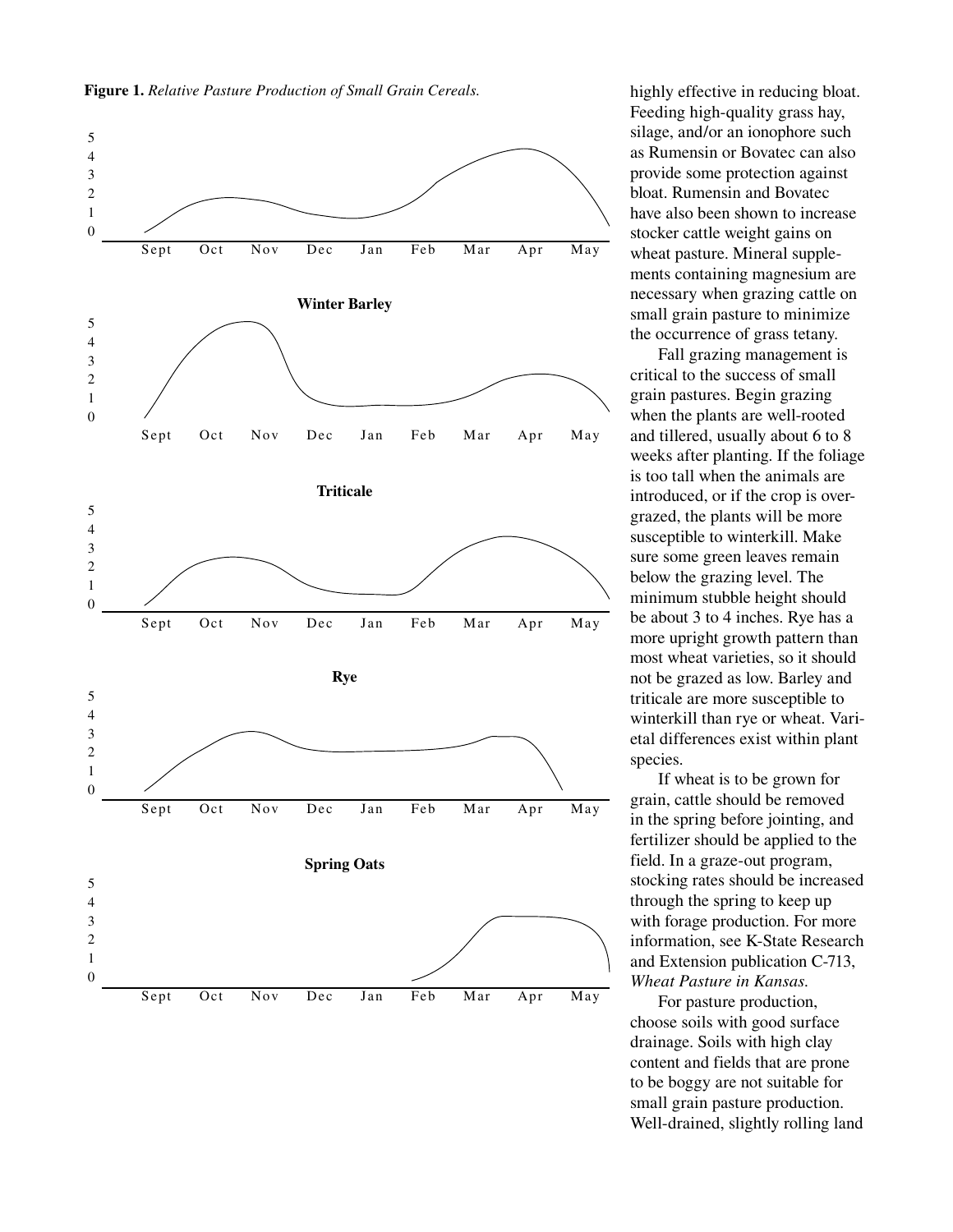**Figure 1.** *Relative Pasture Production of Small Grain Cereals.*

**Winter Barley**

**Triticale**

**Rye**

**Spring Oats**

highly effective in reducing bloat. Feeding high-quality grass hay, silage, and/or an ionophore such as Rumensin or Bovatec can also provide some protection against bloat. Rumensin and Bovatec have also been shown to increase stocker cattle weight gains on wheat pasture. Mineral supplements containing magnesium are necessary when grazing cattle on small grain pasture to minimize the occurrence of grass tetany.

Fall grazing management is critical to the success of small grain pastures. Begin grazing when the plants are well-rooted and tillered, usually about 6 to 8 weeks after planting. If the foliage is too tall when the animals are introduced, or if the crop is overgrazed, the plants will be more susceptible to winterkill. Make sure some green leaves remain below the grazing level. The minimum stubble height should be about 3 to 4 inches. Rye has a more upright growth pattern than most wheat varieties, so it should not be grazed as low. Barley and triticale are more susceptible to winterkill than rye or wheat. Varietal differences exist within plant species.

If wheat is to be grown for grain, cattle should be removed in the spring before jointing, and fertilizer should be applied to the field. In a graze-out program, stocking rates should be increased through the spring to keep up with forage production. For more information, see K-State Research and Extension publication C-713, *Wheat Pasture in Kansas.*

For pasture production, choose soils with good surface drainage. Soils with high clay content and fields that are prone to be boggy are not suitable for small grain pasture production. Well-drained, slightly rolling land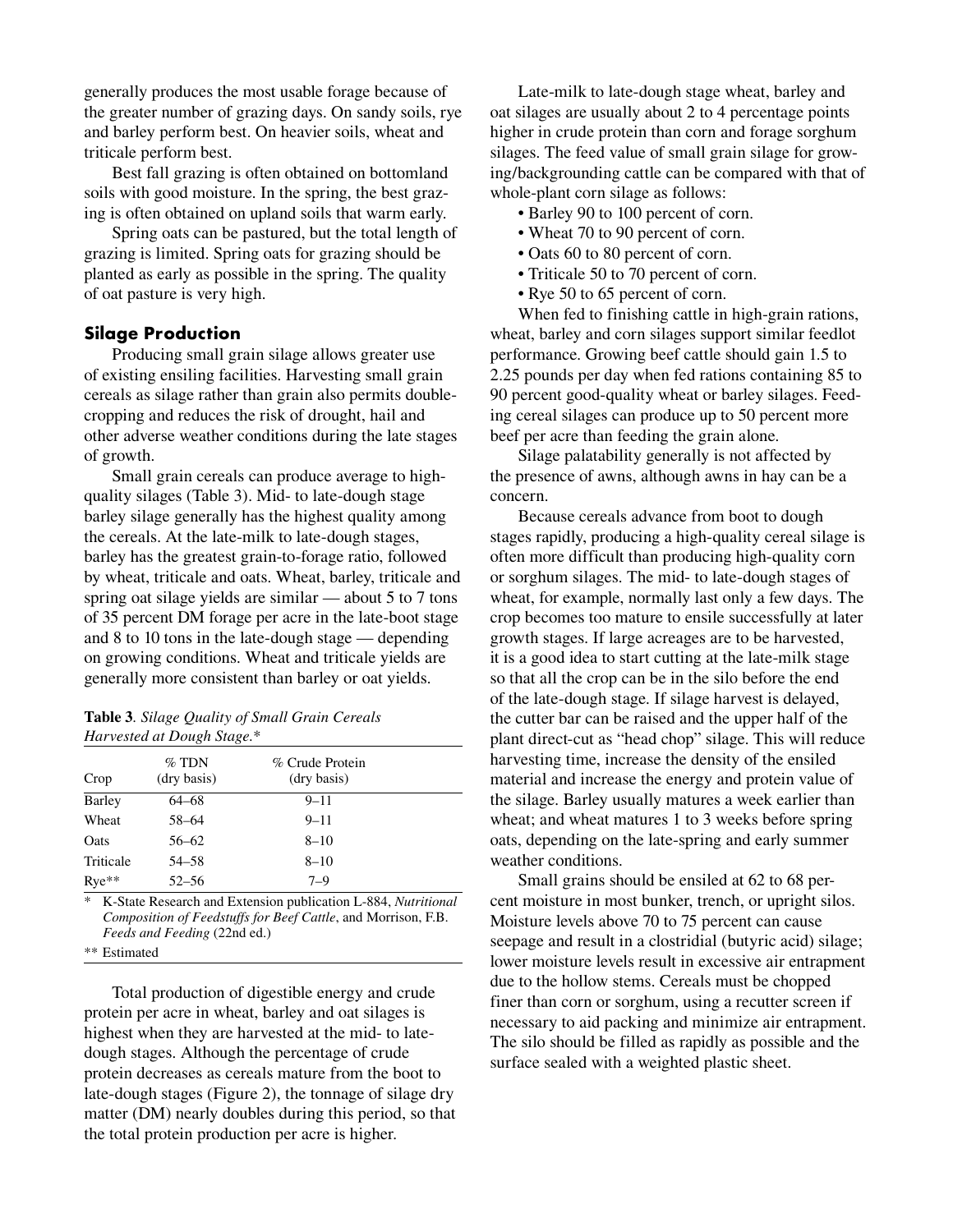generally produces the most usable forage because of the greater number of grazing days. On sandy soils, rye and barley perform best. On heavier soils, wheat and triticale perform best.

Best fall grazing is often obtained on bottomland soils with good moisture. In the spring, the best grazing is often obtained on upland soils that warm early.

Spring oats can be pastured, but the total length of grazing is limited. Spring oats for grazing should be planted as early as possible in the spring. The quality of oat pasture is very high.

## Silage Production

Producing small grain silage allows greater use of existing ensiling facilities. Harvesting small grain cereals as silage rather than grain also permits double-cropping and reduces the risk of drought, hail and other adverse weather conditions during the late stages of growth.

Small grain cereals can produce average to high-quality silages (Table 3). Mid- to late-dough stage barley silage generally has the highest quality among the cereals. At the late-milk to late-dough stages, barley has the greatest grain-to-forage ratio, followed by wheat, triticale and oats. Wheat, barley, triticale and spring oat silage yields are similar — about 5 to 7 tons of 35 percent DM forage per acre in the late-boot stage and 8 to 10 tons in the late-dough stage — depending on growing conditions. Wheat and triticale yields are generally more consistent than barley or oat yields.

**Table 3**. *Silage Quality of Small Grain Cereals Harvested at Dough Stage.**

| Crop | % TDN (dry basis) | % Crude Protein (dry basis) |
|---|---|---|
| Barley | 64–68 | 9–11 |
| Wheat | 58–64 | 9–11 |
| Oats | 56–62 | 8–10 |
| Triticale | 54–58 | 8–10 |
| Rye** | 52–56 | 7–9 |

\* K-State Research and Extension publication L-884, *Nutritional Composition of Feedstuffs for Beef Cattle*, and Morrison, F.B. *Feeds and Feeding* (22nd ed.)

** Estimated

Total production of digestible energy and crude protein per acre in wheat, barley and oat silages is highest when they are harvested at the mid- to late-dough stages. Although the percentage of crude protein decreases as cereals mature from the boot to late-dough stages (Figure 2), the tonnage of silage dry matter (DM) nearly doubles during this period, so that the total protein production per acre is higher.

Late-milk to late-dough stage wheat, barley and oat silages are usually about 2 to 4 percentage points higher in crude protein than corn and forage sorghum silages. The feed value of small grain silage for growing/backgrounding cattle can be compared with that of whole-plant corn silage as follows:

- Barley 90 to 100 percent of corn.
- Wheat 70 to 90 percent of corn.
- Oats 60 to 80 percent of corn.
- Triticale 50 to 70 percent of corn.
- Rye 50 to 65 percent of corn.

When fed to finishing cattle in high-grain rations, wheat, barley and corn silages support similar feedlot performance. Growing beef cattle should gain 1.5 to 2.25 pounds per day when fed rations containing 85 to 90 percent good-quality wheat or barley silages. Feeding cereal silages can produce up to 50 percent more beef per acre than feeding the grain alone.

Silage palatability generally is not affected by the presence of awns, although awns in hay can be a concern.

Because cereals advance from boot to dough stages rapidly, producing a high-quality cereal silage is often more difficult than producing high-quality corn or sorghum silages. The mid- to late-dough stages of wheat, for example, normally last only a few days. The crop becomes too mature to ensile successfully at later growth stages. If large acreages are to be harvested, it is a good idea to start cutting at the late-milk stage so that all the crop can be in the silo before the end of the late-dough stage. If silage harvest is delayed, the cutter bar can be raised and the upper half of the plant direct-cut as "head chop" silage. This will reduce harvesting time, increase the density of the ensiled material and increase the energy and protein value of the silage. Barley usually matures a week earlier than wheat; and wheat matures 1 to 3 weeks before spring oats, depending on the late-spring and early summer weather conditions.

Small grains should be ensiled at 62 to 68 percent moisture in most bunker, trench, or upright silos. Moisture levels above 70 to 75 percent can cause seepage and result in a clostridial (butyric acid) silage; lower moisture levels result in excessive air entrapment due to the hollow stems. Cereals must be chopped finer than corn or sorghum, using a recutter screen if necessary to aid packing and minimize air entrapment. The silo should be filled as rapidly as possible and the surface sealed with a weighted plastic sheet.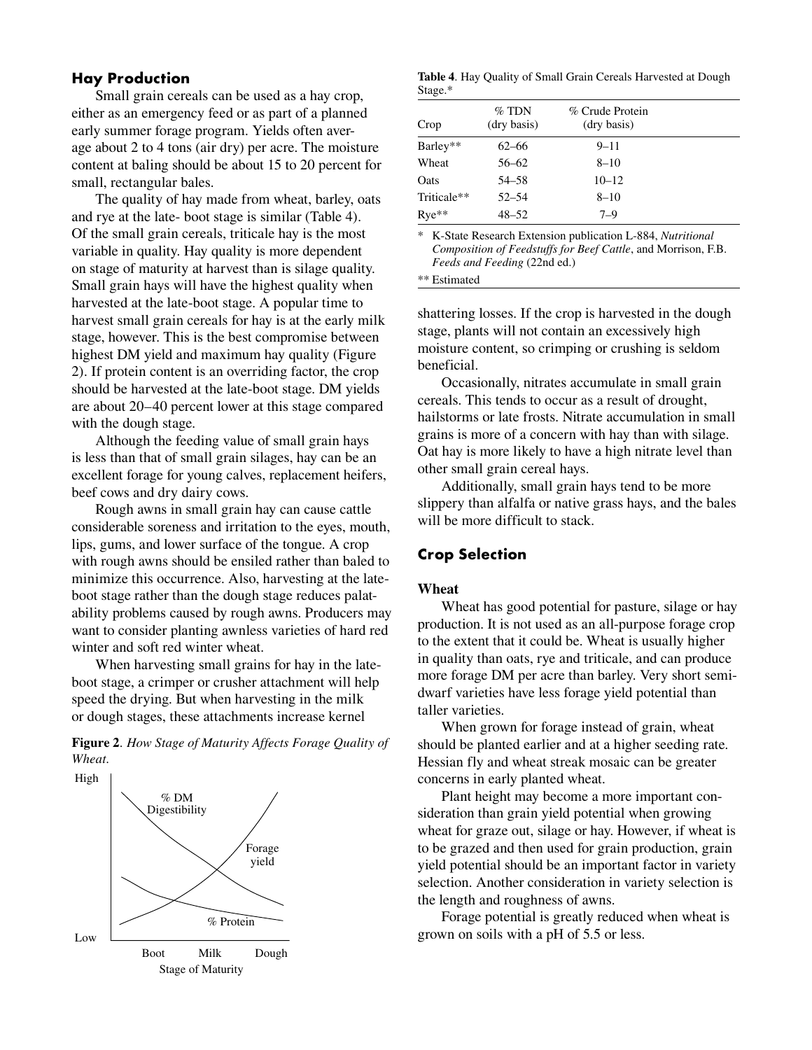## Hay Production

Small grain cereals can be used as a hay crop, either as an emergency feed or as part of a planned early summer forage program. Yields often average about 2 to 4 tons (air dry) per acre. The moisture content at baling should be about 15 to 20 percent for small, rectangular bales.

The quality of hay made from wheat, barley, oats and rye at the late- boot stage is similar (Table 4). Of the small grain cereals, triticale hay is the most variable in quality. Hay quality is more dependent on stage of maturity at harvest than is silage quality. Small grain hays will have the highest quality when harvested at the late-boot stage. A popular time to harvest small grain cereals for hay is at the early milk stage, however. This is the best compromise between highest DM yield and maximum hay quality (Figure 2). If protein content is an overriding factor, the crop should be harvested at the late-boot stage. DM yields are about 20–40 percent lower at this stage compared with the dough stage.

Although the feeding value of small grain hays is less than that of small grain silages, hay can be an excellent forage for young calves, replacement heifers, beef cows and dry dairy cows.

Rough awns in small grain hay can cause cattle considerable soreness and irritation to the eyes, mouth, lips, gums, and lower surface of the tongue. A crop with rough awns should be ensiled rather than baled to minimize this occurrence. Also, harvesting at the late-boot stage rather than the dough stage reduces palatability problems caused by rough awns. Producers may want to consider planting awnless varieties of hard red winter and soft red winter wheat.

When harvesting small grains for hay in the late-boot stage, a crimper or crusher attachment will help speed the drying. But when harvesting in the milk or dough stages, these attachments increase kernel shattering losses. If the crop is harvested in the dough stage, plants will not contain an excessively high moisture content, so crimping or crushing is seldom beneficial.

**Figure 2**. *How Stage of Maturity Affects Forage Quality of Wheat.*

**Table 4**. Hay Quality of Small Grain Cereals Harvested at Dough Stage.*

| Crop | % TDN (dry basis) | % Crude Protein (dry basis) |
|---|---|---|
| Barley** | 62–66 | 9–11 |
| Wheat | 56–62 | 8–10 |
| Oats | 54–58 | 10–12 |
| Triticale** | 52–54 | 8–10 |
| Rye** | 48–52 | 7–9 |

\* K-State Research Extension publication L-884, *Nutritional Composition of Feedstuffs for Beef Cattle*, and Morrison, F.B. *Feeds and Feeding* (22nd ed.)

** Estimated

Occasionally, nitrates accumulate in small grain cereals. This tends to occur as a result of drought, hailstorms or late frosts. Nitrate accumulation in small grains is more of a concern with hay than with silage. Oat hay is more likely to have a high nitrate level than other small grain cereal hays.

Additionally, small grain hays tend to be more slippery than alfalfa or native grass hays, and the bales will be more difficult to stack.

## Crop Selection

### Wheat

Wheat has good potential for pasture, silage or hay production. It is not used as an all-purpose forage crop to the extent that it could be. Wheat is usually higher in quality than oats, rye and triticale, and can produce more forage DM per acre than barley. Very short semi-dwarf varieties have less forage yield potential than taller varieties.

When grown for forage instead of grain, wheat should be planted earlier and at a higher seeding rate. Hessian fly and wheat streak mosaic can be greater concerns in early planted wheat.

Plant height may become a more important consideration than grain yield potential when growing wheat for graze out, silage or hay. However, if wheat is to be grazed and then used for grain production, grain yield potential should be an important factor in variety selection. Another consideration in variety selection is the length and roughness of awns.

Forage potential is greatly reduced when wheat is grown on soils with a pH of 5.5 or less.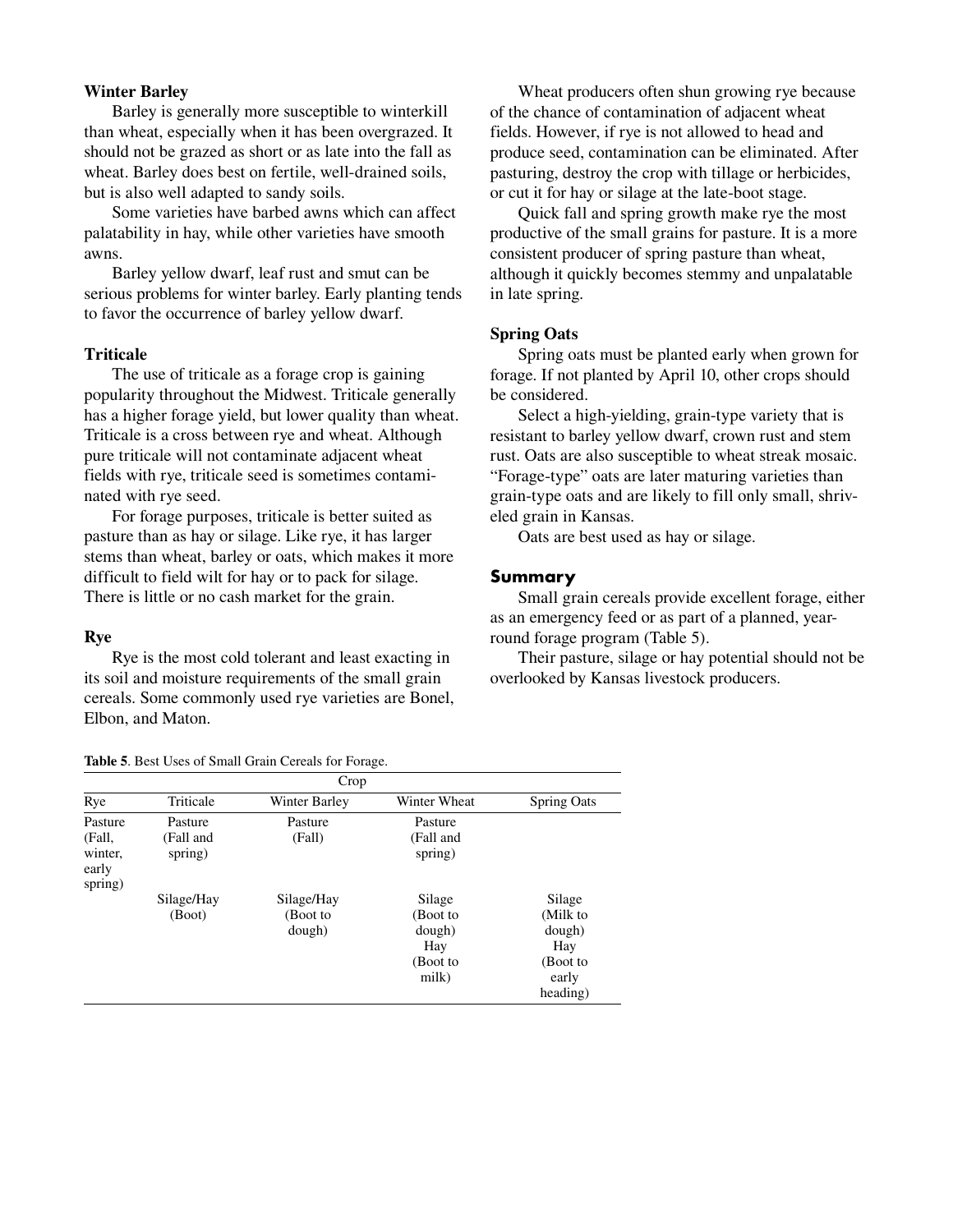### Winter Barley

Barley is generally more susceptible to winterkill than wheat, especially when it has been overgrazed. It should not be grazed as short or as late into the fall as wheat. Barley does best on fertile, well-drained soils, but is also well adapted to sandy soils.

Some varieties have barbed awns which can affect palatability in hay, while other varieties have smooth awns.

Barley yellow dwarf, leaf rust and smut can be serious problems for winter barley. Early planting tends to favor the occurrence of barley yellow dwarf.

### Triticale

The use of triticale as a forage crop is gaining popularity throughout the Midwest. Triticale generally has a higher forage yield, but lower quality than wheat. Triticale is a cross between rye and wheat. Although pure triticale will not contaminate adjacent wheat fields with rye, triticale seed is sometimes contaminated with rye seed.

For forage purposes, triticale is better suited as pasture than as hay or silage. Like rye, it has larger stems than wheat, barley or oats, which makes it more difficult to field wilt for hay or to pack for silage. There is little or no cash market for the grain.

### Rye

Rye is the most cold tolerant and least exacting in its soil and moisture requirements of the small grain cereals. Some commonly used rye varieties are Bonel, Elbon, and Maton.

Wheat producers often shun growing rye because of the chance of contamination of adjacent wheat fields. However, if rye is not allowed to head and produce seed, contamination can be eliminated. After pasturing, destroy the crop with tillage or herbicides, or cut it for hay or silage at the late-boot stage.

Quick fall and spring growth make rye the most productive of the small grains for pasture. It is a more consistent producer of spring pasture than wheat, although it quickly becomes stemmy and unpalatable in late spring.

### Spring Oats

Spring oats must be planted early when grown for forage. If not planted by April 10, other crops should be considered.

Select a high-yielding, grain-type variety that is resistant to barley yellow dwarf, crown rust and stem rust. Oats are also susceptible to wheat streak mosaic. "Forage-type" oats are later maturing varieties than grain-type oats and are likely to fill only small, shriveled grain in Kansas.

Oats are best used as hay or silage.

## Summary

Small grain cereals provide excellent forage, either as an emergency feed or as part of a planned, year-round forage program (Table 5).

Their pasture, silage or hay potential should not be overlooked by Kansas livestock producers.

**Table 5**. Best Uses of Small Grain Cereals for Forage.

| Crop | | | | |
|---|---|---|---|---|
| Rye | Triticale | Winter Barley | Winter Wheat | Spring Oats |
| Pasture (Fall, winter, early spring) | Pasture (Fall and spring) | Pasture (Fall) | Pasture (Fall and spring) | |
| | Silage/Hay (Boot) | Silage/Hay (Boot to dough) | Silage (Boot to dough) Hay (Boot to milk) | Silage (Milk to dough) Hay (Boot to early heading) |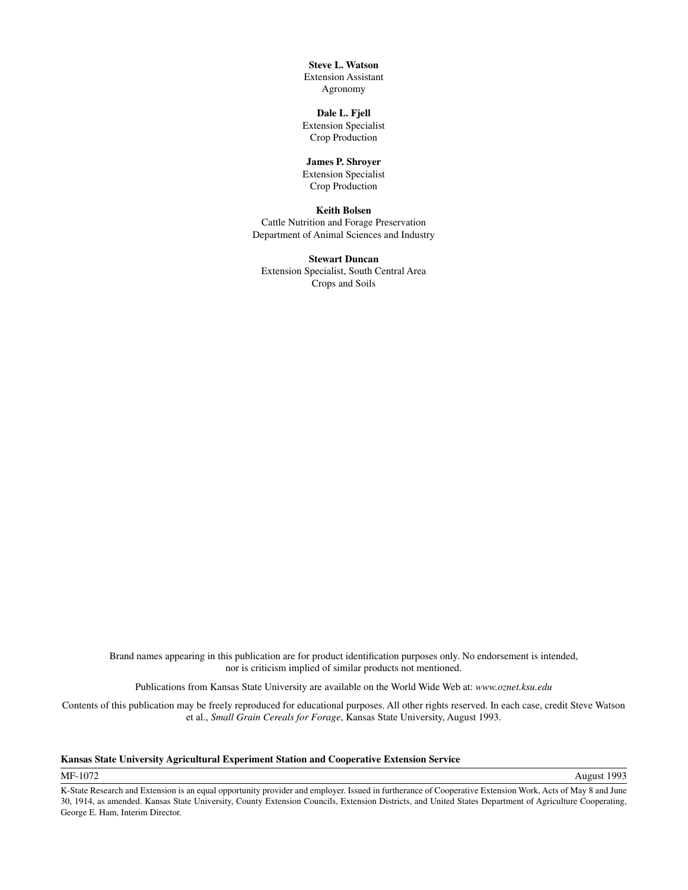**Steve L. Watson**
Extension Assistant
Agronomy

**Dale L. Fjell**
Extension Specialist
Crop Production

**James P. Shroyer**
Extension Specialist
Crop Production

**Keith Bolsen**
Cattle Nutrition and Forage Preservation
Department of Animal Sciences and Industry

**Stewart Duncan**
Extension Specialist, South Central Area
Crops and Soils

Brand names appearing in this publication are for product identification purposes only. No endorsement is intended, nor is criticism implied of similar products not mentioned.

Publications from Kansas State University are available on the World Wide Web at: *www.oznet.ksu.edu*

Contents of this publication may be freely reproduced for educational purposes. All other rights reserved. In each case, credit Steve Watson et al., *Small Grain Cereals for Forage*, Kansas State University, August 1993.

**Kansas State University Agricultural Experiment Station and Cooperative Extension Service**

MF-1072 August 1993

K-State Research and Extension is an equal opportunity provider and employer. Issued in furtherance of Cooperative Extension Work, Acts of May 8 and June 30, 1914, as amended. Kansas State University, County Extension Councils, Extension Districts, and United States Department of Agriculture Cooperating, George E. Ham, Interim Director.